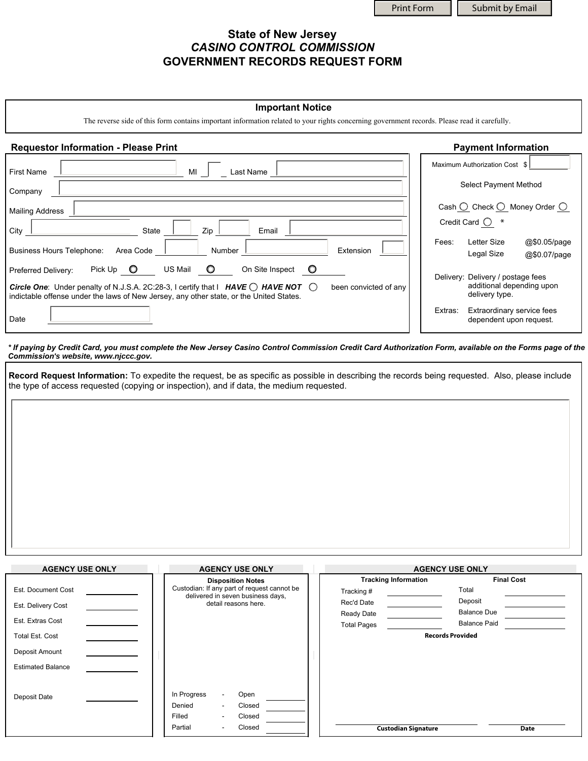Print Form | Submit by Email

# State of New Jersey
## *CASINO CONTROL COMMISSION*
## GOVERNMENT RECORDS REQUEST FORM

### Important Notice

The reverse side of this form contains important information related to your rights concerning government records. Please read it carefully.

### Requestor Information - Please Print

First Name ____ MI ____ Last Name ____

Company ____

Mailing Address ____

City ____ State ____ Zip ____ Email ____

Business Hours Telephone: Area Code ____ Number ____ Extension ____

Preferred Delivery: Pick Up ○ US Mail ○ On Site Inspect ○

***Circle One***: Under penalty of N.J.S.A. 2C:28-3, I certify that I ***HAVE*** ○ ***HAVE NOT*** ○ been convicted of any indictable offense under the laws of New Jersey, any other state, or the United States.

Date ____

### Payment Information

Maximum Authorization Cost $ ____

Select Payment Method

Cash ○ Check ○ Money Order ○

Credit Card ○ *

Fees: Letter Size @$0.05/page
Legal Size @$0.07/page

Delivery: Delivery / postage fees additional depending upon delivery type.

Extras: Extraordinary service fees dependent upon request.

***\* If paying by Credit Card, you must complete the New Jersey Casino Control Commission Credit Card Authorization Form, available on the Forms page of the Commission's website, www.njccc.gov.***

**Record Request Information:** To expedite the request, be as specific as possible in describing the records being requested. Also, please include the type of access requested (copying or inspection), and if data, the medium requested.

---

**AGENCY USE ONLY**

Est. Document Cost ____

Est. Delivery Cost ____

Est. Extras Cost ____

Total Est. Cost ____

Deposit Amount ____

Estimated Balance ____

Deposit Date ____

**AGENCY USE ONLY**

**Disposition Notes**

Custodian: If any part of request cannot be delivered in seven business days, detail reasons here.

In Progress - Open ____

Denied - Closed ____

Filled - Closed ____

Partial - Closed ____

**AGENCY USE ONLY**

**Tracking Information**

Tracking # ____

Rec'd Date ____

Ready Date ____

Total Pages ____

**Final Cost**

Total ____

Deposit ____

Balance Due ____

Balance Paid ____

**Records Provided**

**Custodian Signature** ____ **Date** ____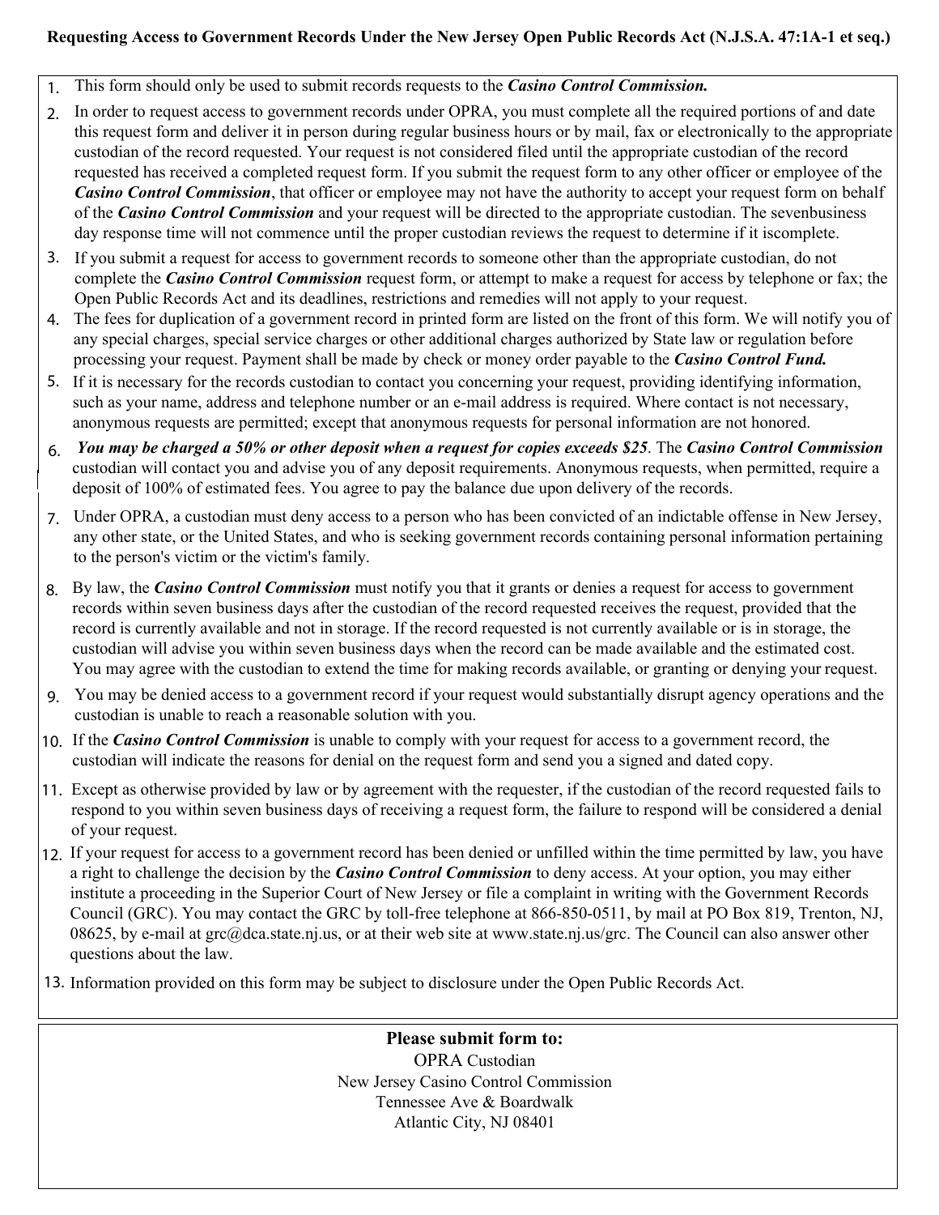**Requesting Access to Government Records Under the New Jersey Open Public Records Act (N.J.S.A. 47:1A-1 et seq.)**

1. This form should only be used to submit records requests to the ***Casino Control Commission.***
2. In order to request access to government records under OPRA, you must complete all the required portions of and date this request form and deliver it in person during regular business hours or by mail, fax or electronically to the appropriate custodian of the record requested. Your request is not considered filed until the appropriate custodian of the record requested has received a completed request form. If you submit the request form to any other officer or employee of the ***Casino Control Commission***, that officer or employee may not have the authority to accept your request form on behalf of the ***Casino Control Commission*** and your request will be directed to the appropriate custodian. The sevenbusiness day response time will not commence until the proper custodian reviews the request to determine if it iscomplete.
3. If you submit a request for access to government records to someone other than the appropriate custodian, do not complete the ***Casino Control Commission*** request form, or attempt to make a request for access by telephone or fax; the Open Public Records Act and its deadlines, restrictions and remedies will not apply to your request.
4. The fees for duplication of a government record in printed form are listed on the front of this form. We will notify you of any special charges, special service charges or other additional charges authorized by State law or regulation before processing your request. Payment shall be made by check or money order payable to the ***Casino Control Fund.***
5. If it is necessary for the records custodian to contact you concerning your request, providing identifying information, such as your name, address and telephone number or an e-mail address is required. Where contact is not necessary, anonymous requests are permitted; except that anonymous requests for personal information are not honored.
6. ***You may be charged a 50% or other deposit when a request for copies exceeds $25***. The ***Casino Control Commission*** custodian will contact you and advise you of any deposit requirements. Anonymous requests, when permitted, require a deposit of 100% of estimated fees. You agree to pay the balance due upon delivery of the records.
7. Under OPRA, a custodian must deny access to a person who has been convicted of an indictable offense in New Jersey, any other state, or the United States, and who is seeking government records containing personal information pertaining to the person's victim or the victim's family.
8. By law, the ***Casino Control Commission*** must notify you that it grants or denies a request for access to government records within seven business days after the custodian of the record requested receives the request, provided that the record is currently available and not in storage. If the record requested is not currently available or is in storage, the custodian will advise you within seven business days when the record can be made available and the estimated cost. You may agree with the custodian to extend the time for making records available, or granting or denying your request.
9. You may be denied access to a government record if your request would substantially disrupt agency operations and the custodian is unable to reach a reasonable solution with you.
10. If the ***Casino Control Commission*** is unable to comply with your request for access to a government record, the custodian will indicate the reasons for denial on the request form and send you a signed and dated copy.
11. Except as otherwise provided by law or by agreement with the requester, if the custodian of the record requested fails to respond to you within seven business days of receiving a request form, the failure to respond will be considered a denial of your request.
12. If your request for access to a government record has been denied or unfilled within the time permitted by law, you have a right to challenge the decision by the ***Casino Control Commission*** to deny access. At your option, you may either institute a proceeding in the Superior Court of New Jersey or file a complaint in writing with the Government Records Council (GRC). You may contact the GRC by toll-free telephone at 866-850-0511, by mail at PO Box 819, Trenton, NJ, 08625, by e-mail at grc@dca.state.nj.us, or at their web site at www.state.nj.us/grc. The Council can also answer other questions about the law.
13. Information provided on this form may be subject to disclosure under the Open Public Records Act.

**Please submit form to:**

OPRA Custodian
New Jersey Casino Control Commission
Tennessee Ave & Boardwalk
Atlantic City, NJ 08401